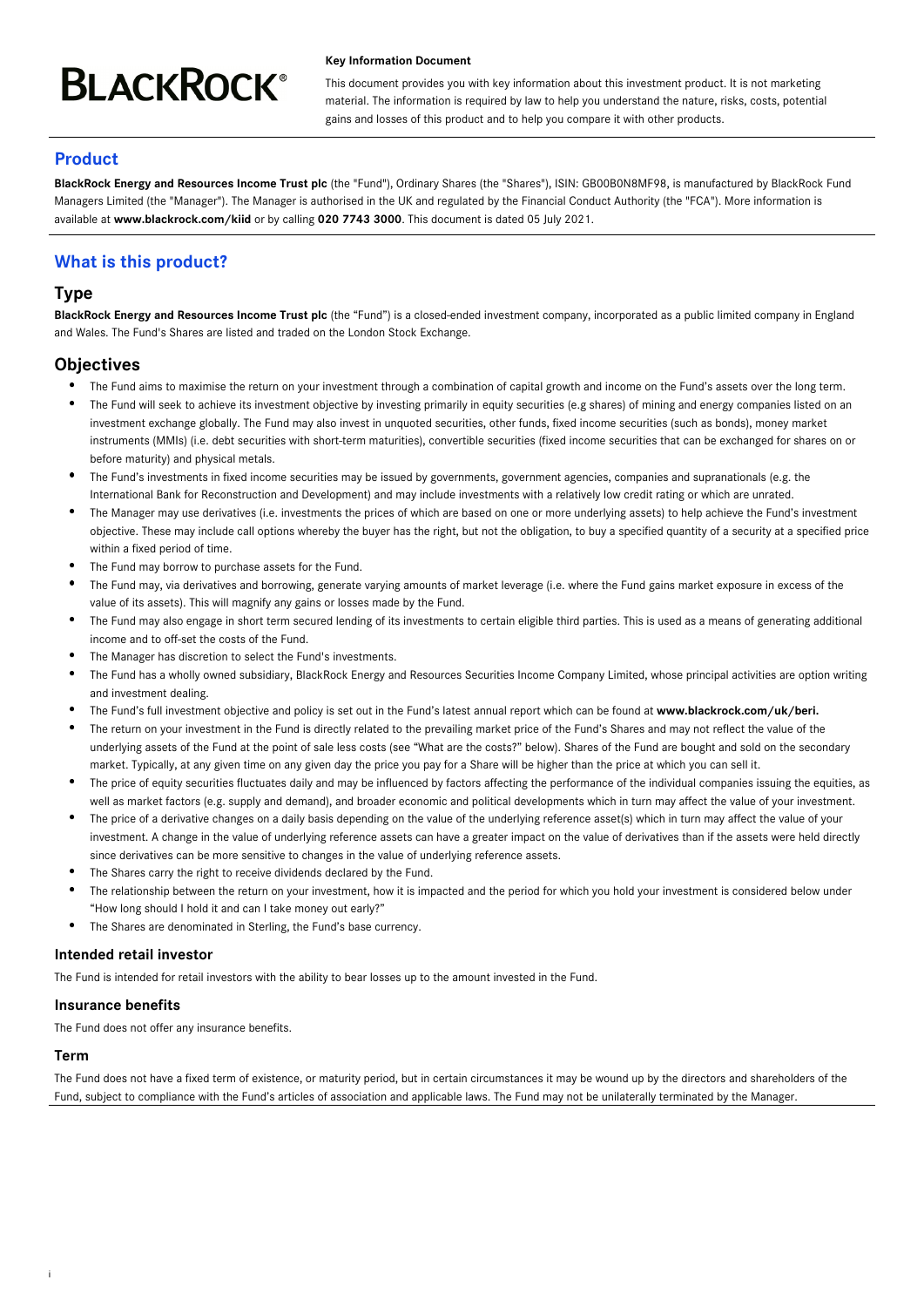BLACKROCK®

**Key Information Document**

This document provides you with key information about this investment product. It is not marketing material. The information is required by law to help you understand the nature, risks, costs, potential gains and losses of this product and to help you compare it with other products.

## Product

**BlackRock Energy and Resources Income Trust plc** (the "Fund"), Ordinary Shares (the "Shares"), ISIN: GB00B0N8MF98, is manufactured by BlackRock Fund Managers Limited (the "Manager"). The Manager is authorised in the UK and regulated by the Financial Conduct Authority (the "FCA"). More information is available at **www.blackrock.com/kiid** or by calling **020 7743 3000**. This document is dated 05 July 2021.

## What is this product?

### Type

**BlackRock Energy and Resources Income Trust plc** (the "Fund") is a closed-ended investment company, incorporated as a public limited company in England and Wales. The Fund's Shares are listed and traded on the London Stock Exchange.

### Objectives

- The Fund aims to maximise the return on your investment through a combination of capital growth and income on the Fund's assets over the long term.
- The Fund will seek to achieve its investment objective by investing primarily in equity securities (e.g shares) of mining and energy companies listed on an investment exchange globally. The Fund may also invest in unquoted securities, other funds, fixed income securities (such as bonds), money market instruments (MMIs) (i.e. debt securities with short-term maturities), convertible securities (fixed income securities that can be exchanged for shares on or before maturity) and physical metals.
- The Fund's investments in fixed income securities may be issued by governments, government agencies, companies and supranationals (e.g. the International Bank for Reconstruction and Development) and may include investments with a relatively low credit rating or which are unrated.
- The Manager may use derivatives (i.e. investments the prices of which are based on one or more underlying assets) to help achieve the Fund's investment objective. These may include call options whereby the buyer has the right, but not the obligation, to buy a specified quantity of a security at a specified price within a fixed period of time.
- The Fund may borrow to purchase assets for the Fund.
- The Fund may, via derivatives and borrowing, generate varying amounts of market leverage (i.e. where the Fund gains market exposure in excess of the value of its assets). This will magnify any gains or losses made by the Fund.
- The Fund may also engage in short term secured lending of its investments to certain eligible third parties. This is used as a means of generating additional income and to off-set the costs of the Fund.
- The Manager has discretion to select the Fund's investments.
- The Fund has a wholly owned subsidiary, BlackRock Energy and Resources Securities Income Company Limited, whose principal activities are option writing and investment dealing.
- The Fund's full investment objective and policy is set out in the Fund's latest annual report which can be found at **www.blackrock.com/uk/beri.**
- The return on your investment in the Fund is directly related to the prevailing market price of the Fund's Shares and may not reflect the value of the underlying assets of the Fund at the point of sale less costs (see "What are the costs?" below). Shares of the Fund are bought and sold on the secondary market. Typically, at any given time on any given day the price you pay for a Share will be higher than the price at which you can sell it.
- The price of equity securities fluctuates daily and may be influenced by factors affecting the performance of the individual companies issuing the equities, as well as market factors (e.g. supply and demand), and broader economic and political developments which in turn may affect the value of your investment.
- The price of a derivative changes on a daily basis depending on the value of the underlying reference asset(s) which in turn may affect the value of your investment. A change in the value of underlying reference assets can have a greater impact on the value of derivatives than if the assets were held directly since derivatives can be more sensitive to changes in the value of underlying reference assets.
- The Shares carry the right to receive dividends declared by the Fund.
- The relationship between the return on your investment, how it is impacted and the period for which you hold your investment is considered below under "How long should I hold it and can I take money out early?"
- The Shares are denominated in Sterling, the Fund's base currency.

#### Intended retail investor

The Fund is intended for retail investors with the ability to bear losses up to the amount invested in the Fund.

#### Insurance benefits

The Fund does not offer any insurance benefits.

#### Term

The Fund does not have a fixed term of existence, or maturity period, but in certain circumstances it may be wound up by the directors and shareholders of the Fund, subject to compliance with the Fund's articles of association and applicable laws. The Fund may not be unilaterally terminated by the Manager.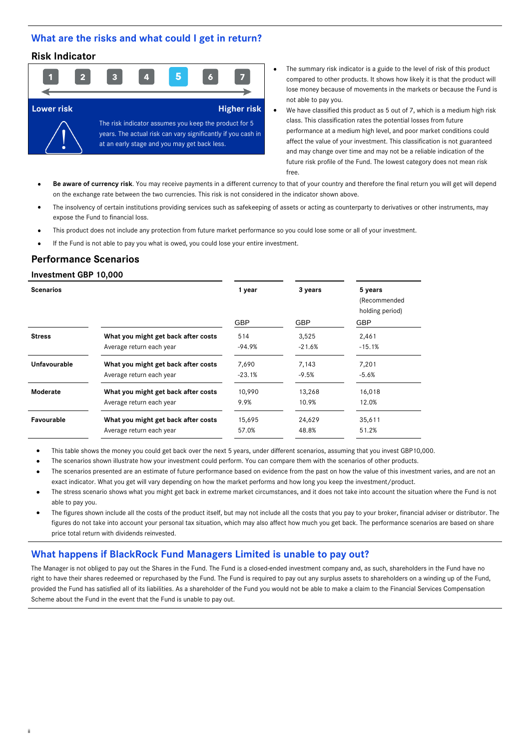## What are the risks and what could I get in return?

### Risk Indicator

1 | 2 | 3 | 4 | **5** | 6 | 7

Lower risk — Higher risk

The risk indicator assumes you keep the product for 5 years. The actual risk can vary significantly if you cash in at an early stage and you may get back less.

- The summary risk indicator is a guide to the level of risk of this product compared to other products. It shows how likely it is that the product will lose money because of movements in the markets or because the Fund is not able to pay you.
- We have classified this product as 5 out of 7, which is a medium high risk class. This classification rates the potential losses from future performance at a medium high level, and poor market conditions could affect the value of your investment. This classification is not guaranteed and may change over time and may not be a reliable indication of the future risk profile of the Fund. The lowest category does not mean risk free.
- **Be aware of currency risk**. You may receive payments in a different currency to that of your country and therefore the final return you will get will depend on the exchange rate between the two currencies. This risk is not considered in the indicator shown above.
- The insolvency of certain institutions providing services such as safekeeping of assets or acting as counterparty to derivatives or other instruments, may expose the Fund to financial loss.
- This product does not include any protection from future market performance so you could lose some or all of your investment.
- If the Fund is not able to pay you what is owed, you could lose your entire investment.

### Performance Scenarios

#### Investment GBP 10,000

| Scenarios | | 1 year | 3 years | 5 years (Recommended holding period) |
|---|---|---|---|---|
| | | GBP | GBP | GBP |
| **Stress** | **What you might get back after costs** | 514 | 3,525 | 2,461 |
| | Average return each year | -94.9% | -21.6% | -15.1% |
| **Unfavourable** | **What you might get back after costs** | 7,690 | 7,143 | 7,201 |
| | Average return each year | -23.1% | -9.5% | -5.6% |
| **Moderate** | **What you might get back after costs** | 10,990 | 13,268 | 16,018 |
| | Average return each year | 9.9% | 10.9% | 12.0% |
| **Favourable** | **What you might get back after costs** | 15,695 | 24,629 | 35,611 |
| | Average return each year | 57.0% | 48.8% | 51.2% |

- This table shows the money you could get back over the next 5 years, under different scenarios, assuming that you invest GBP10,000.
- The scenarios shown illustrate how your investment could perform. You can compare them with the scenarios of other products.
- The scenarios presented are an estimate of future performance based on evidence from the past on how the value of this investment varies, and are not an exact indicator. What you get will vary depending on how the market performs and how long you keep the investment/product.
- The stress scenario shows what you might get back in extreme market circumstances, and it does not take into account the situation where the Fund is not able to pay you.
- The figures shown include all the costs of the product itself, but may not include all the costs that you pay to your broker, financial adviser or distributor. The figures do not take into account your personal tax situation, which may also affect how much you get back. The performance scenarios are based on share price total return with dividends reinvested.

## What happens if BlackRock Fund Managers Limited is unable to pay out?

The Manager is not obliged to pay out the Shares in the Fund. The Fund is a closed-ended investment company and, as such, shareholders in the Fund have no right to have their shares redeemed or repurchased by the Fund. The Fund is required to pay out any surplus assets to shareholders on a winding up of the Fund, provided the Fund has satisfied all of its liabilities. As a shareholder of the Fund you would not be able to make a claim to the Financial Services Compensation Scheme about the Fund in the event that the Fund is unable to pay out.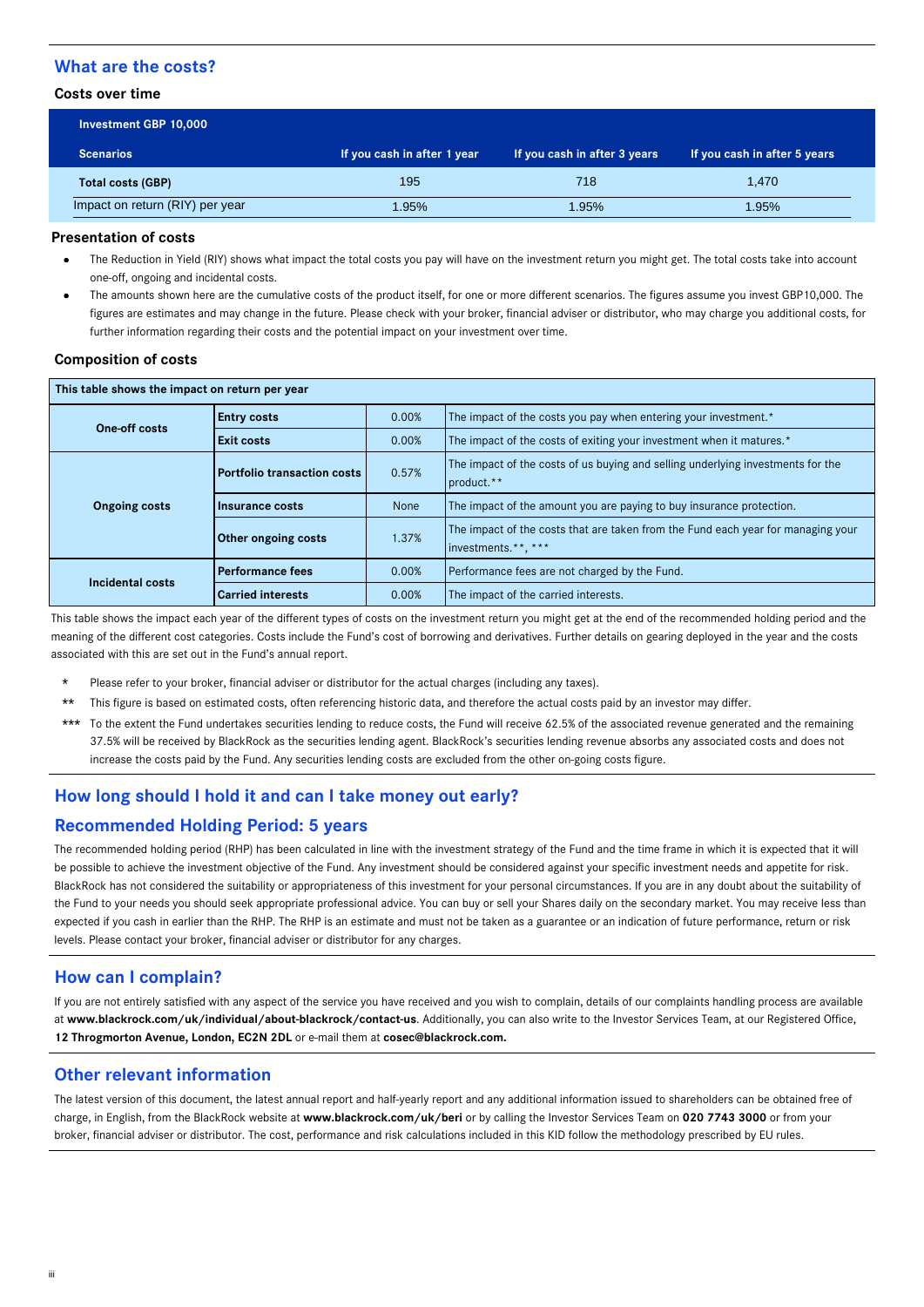## What are the costs?

### Costs over time

| Investment GBP 10,000 | | | |
|---|---|---|---|
| **Scenarios** | **If you cash in after 1 year** | **If you cash in after 3 years** | **If you cash in after 5 years** |
| **Total costs (GBP)** | 195 | 718 | 1,470 |
| Impact on return (RIY) per year | 1.95% | 1.95% | 1.95% |

### Presentation of costs

- The Reduction in Yield (RIY) shows what impact the total costs you pay will have on the investment return you might get. The total costs take into account one-off, ongoing and incidental costs.
- The amounts shown here are the cumulative costs of the product itself, for one or more different scenarios. The figures assume you invest GBP10,000. The figures are estimates and may change in the future. Please check with your broker, financial adviser or distributor, who may charge you additional costs, for further information regarding their costs and the potential impact on your investment over time.

### Composition of costs

| This table shows the impact on return per year | | | |
|---|---|---|---|
| **One-off costs** | **Entry costs** | 0.00% | The impact of the costs you pay when entering your investment.* |
| | **Exit costs** | 0.00% | The impact of the costs of exiting your investment when it matures.* |
| **Ongoing costs** | **Portfolio transaction costs** | 0.57% | The impact of the costs of us buying and selling underlying investments for the product.** |
| | **Insurance costs** | None | The impact of the amount you are paying to buy insurance protection. |
| | **Other ongoing costs** | 1.37% | The impact of the costs that are taken from the Fund each year for managing your investments.**, *** |
| **Incidental costs** | **Performance fees** | 0.00% | Performance fees are not charged by the Fund. |
| | **Carried interests** | 0.00% | The impact of the carried interests. |

This table shows the impact each year of the different types of costs on the investment return you might get at the end of the recommended holding period and the meaning of the different cost categories. Costs include the Fund's cost of borrowing and derivatives. Further details on gearing deployed in the year and the costs associated with this are set out in the Fund's annual report.

\* Please refer to your broker, financial adviser or distributor for the actual charges (including any taxes).

\** This figure is based on estimated costs, often referencing historic data, and therefore the actual costs paid by an investor may differ.

\*** To the extent the Fund undertakes securities lending to reduce costs, the Fund will receive 62.5% of the associated revenue generated and the remaining 37.5% will be received by BlackRock as the securities lending agent. BlackRock's securities lending revenue absorbs any associated costs and does not increase the costs paid by the Fund. Any securities lending costs are excluded from the other on-going costs figure.

## How long should I hold it and can I take money out early?

## Recommended Holding Period: 5 years

The recommended holding period (RHP) has been calculated in line with the investment strategy of the Fund and the time frame in which it is expected that it will be possible to achieve the investment objective of the Fund. Any investment should be considered against your specific investment needs and appetite for risk. BlackRock has not considered the suitability or appropriateness of this investment for your personal circumstances. If you are in any doubt about the suitability of the Fund to your needs you should seek appropriate professional advice. You can buy or sell your Shares daily on the secondary market. You may receive less than expected if you cash in earlier than the RHP. The RHP is an estimate and must not be taken as a guarantee or an indication of future performance, return or risk levels. Please contact your broker, financial adviser or distributor for any charges.

## How can I complain?

If you are not entirely satisfied with any aspect of the service you have received and you wish to complain, details of our complaints handling process are available at **www.blackrock.com/uk/individual/about-blackrock/contact-us**. Additionally, you can also write to the Investor Services Team, at our Registered Office, **12 Throgmorton Avenue, London, EC2N 2DL** or e-mail them at **cosec@blackrock.com.**

## Other relevant information

The latest version of this document, the latest annual report and half-yearly report and any additional information issued to shareholders can be obtained free of charge, in English, from the BlackRock website at **www.blackrock.com/uk/beri** or by calling the Investor Services Team on **020 7743 3000** or from your broker, financial adviser or distributor. The cost, performance and risk calculations included in this KID follow the methodology prescribed by EU rules.